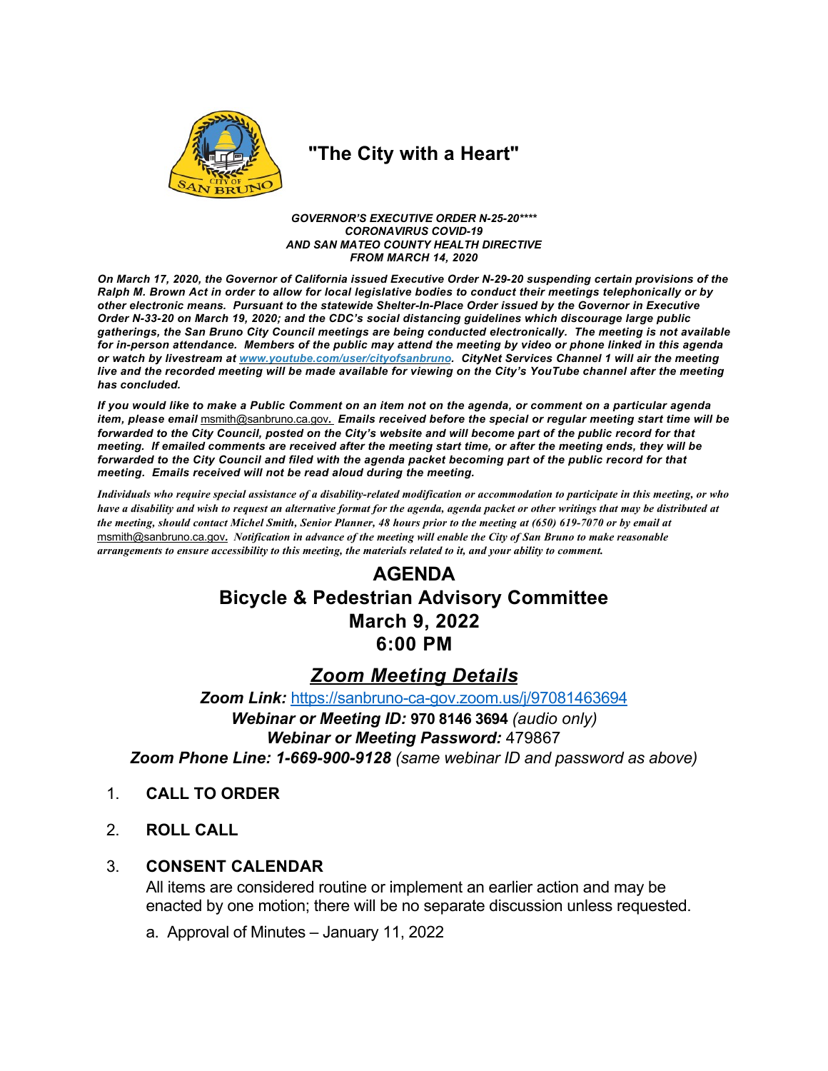# "The City with a Heart"

***GOVERNOR'S EXECUTIVE ORDER N-25-20\*\*\*\****
***CORONAVIRUS COVID-19***
***AND SAN MATEO COUNTY HEALTH DIRECTIVE***
***FROM MARCH 14, 2020***

***On March 17, 2020, the Governor of California issued Executive Order N-29-20 suspending certain provisions of the Ralph M. Brown Act in order to allow for local legislative bodies to conduct their meetings telephonically or by other electronic means. Pursuant to the statewide Shelter-In-Place Order issued by the Governor in Executive Order N-33-20 on March 19, 2020; and the CDC's social distancing guidelines which discourage large public gatherings, the San Bruno City Council meetings are being conducted electronically. The meeting is not available for in-person attendance. Members of the public may attend the meeting by video or phone linked in this agenda or watch by livestream at [www.youtube.com/user/cityofsanbruno](http://www.youtube.com/user/cityofsanbruno). CityNet Services Channel 1 will air the meeting live and the recorded meeting will be made available for viewing on the City's YouTube channel after the meeting has concluded.***

***If you would like to make a Public Comment on an item not on the agenda, or comment on a particular agenda item, please email*** msmith@sanbruno.ca.gov. ***Emails received before the special or regular meeting start time will be forwarded to the City Council, posted on the City's website and will become part of the public record for that meeting. If emailed comments are received after the meeting start time, or after the meeting ends, they will be forwarded to the City Council and filed with the agenda packet becoming part of the public record for that meeting. Emails received will not be read aloud during the meeting.***

***Individuals who require special assistance of a disability-related modification or accommodation to participate in this meeting, or who have a disability and wish to request an alternative format for the agenda, agenda packet or other writings that may be distributed at the meeting, should contact Michel Smith, Senior Planner, 48 hours prior to the meeting at (650) 619-7070 or by email at*** msmith@sanbruno.ca.gov. ***Notification in advance of the meeting will enable the City of San Bruno to make reasonable arrangements to ensure accessibility to this meeting, the materials related to it, and your ability to comment.***

## AGENDA
## Bicycle & Pedestrian Advisory Committee
## March 9, 2022
## 6:00 PM

## *Zoom Meeting Details*

***Zoom Link:*** [https://sanbruno-ca-gov.zoom.us/j/97081463694](https://sanbruno-ca-gov.zoom.us/j/97081463694)
***Webinar or Meeting ID:*** **970 8146 3694** *(audio only)*
***Webinar or Meeting Password:*** 479867
***Zoom Phone Line: 1-669-900-9128*** *(same webinar ID and password as above)*

1. **CALL TO ORDER**

2. **ROLL CALL**

3. **CONSENT CALENDAR**

   All items are considered routine or implement an earlier action and may be enacted by one motion; there will be no separate discussion unless requested.

   a. Approval of Minutes – January 11, 2022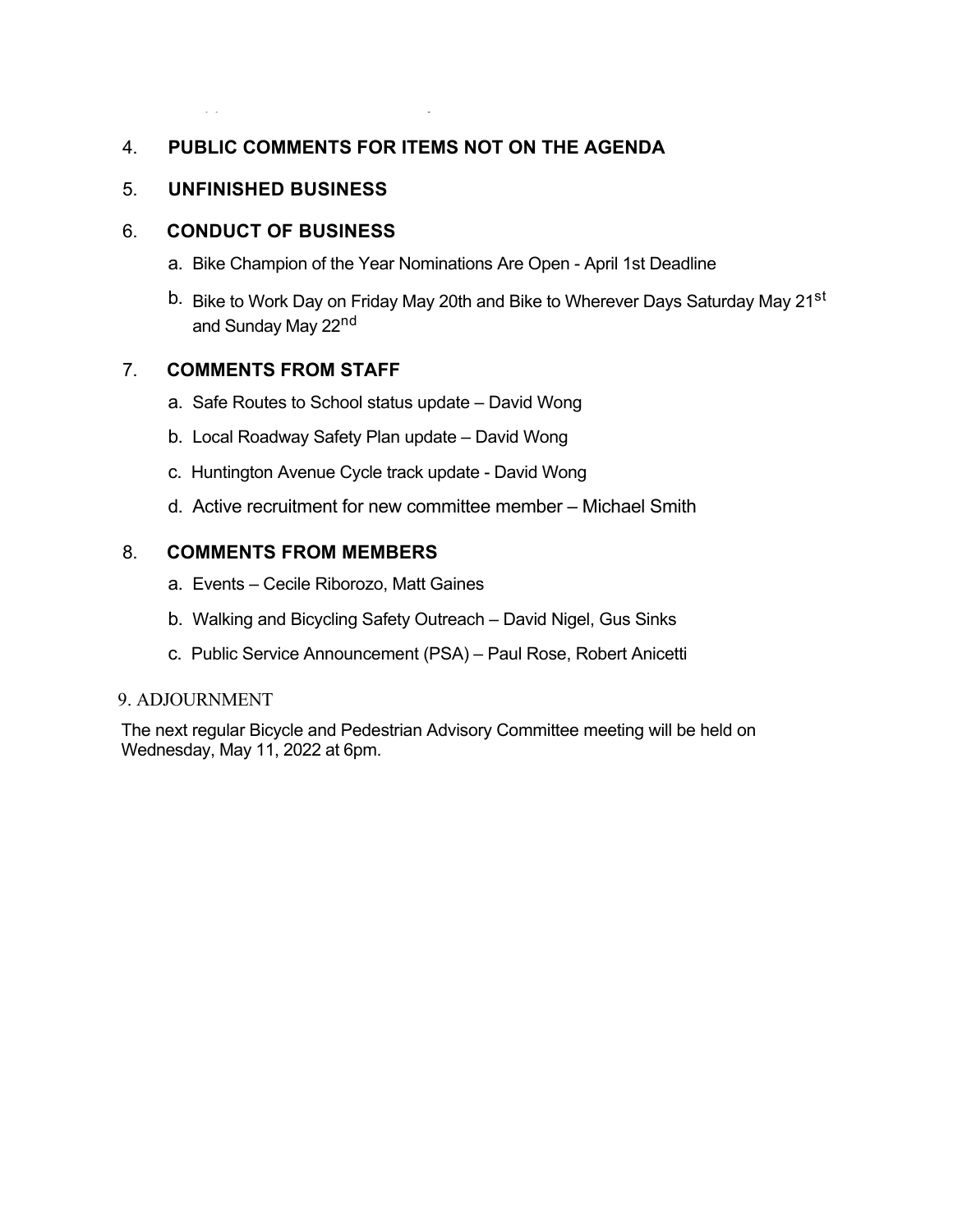4. **PUBLIC COMMENTS FOR ITEMS NOT ON THE AGENDA**

5. **UNFINISHED BUSINESS**

6. **CONDUCT OF BUSINESS**

   a. Bike Champion of the Year Nominations Are Open - April 1st Deadline

   b. Bike to Work Day on Friday May 20th and Bike to Wherever Days Saturday May 21st and Sunday May 22nd

7. **COMMENTS FROM STAFF**

   a. Safe Routes to School status update – David Wong

   b. Local Roadway Safety Plan update – David Wong

   c. Huntington Avenue Cycle track update - David Wong

   d. Active recruitment for new committee member – Michael Smith

8. **COMMENTS FROM MEMBERS**

   a. Events – Cecile Riborozo, Matt Gaines

   b. Walking and Bicycling Safety Outreach – David Nigel, Gus Sinks

   c. Public Service Announcement (PSA) – Paul Rose, Robert Anicetti

9. ADJOURNMENT

The next regular Bicycle and Pedestrian Advisory Committee meeting will be held on Wednesday, May 11, 2022 at 6pm.